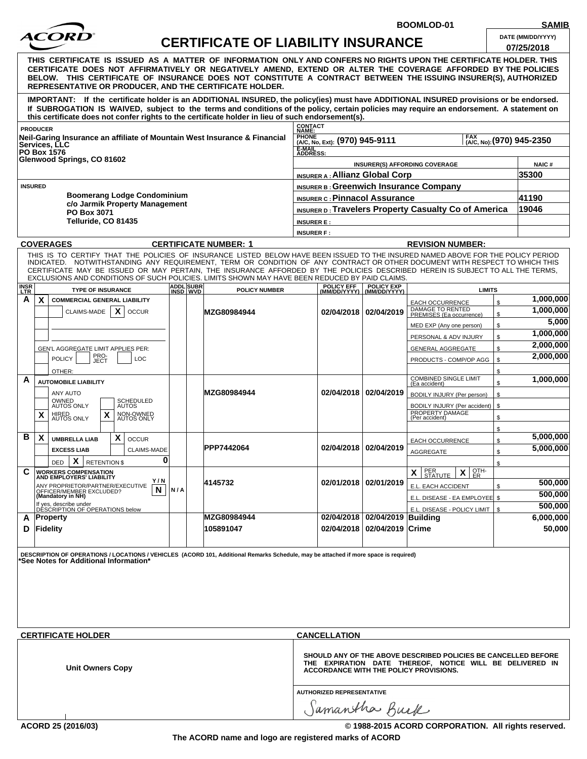BOOMLOD-01 | SAMIB

# ACORD CERTIFICATE OF LIABILITY INSURANCE

DATE (MM/DD/YYYY): 07/25/2018

**THIS CERTIFICATE IS ISSUED AS A MATTER OF INFORMATION ONLY AND CONFERS NO RIGHTS UPON THE CERTIFICATE HOLDER. THIS CERTIFICATE DOES NOT AFFIRMATIVELY OR NEGATIVELY AMEND, EXTEND OR ALTER THE COVERAGE AFFORDED BY THE POLICIES BELOW. THIS CERTIFICATE OF INSURANCE DOES NOT CONSTITUTE A CONTRACT BETWEEN THE ISSUING INSURER(S), AUTHORIZED REPRESENTATIVE OR PRODUCER, AND THE CERTIFICATE HOLDER.**

**IMPORTANT: If the certificate holder is an ADDITIONAL INSURED, the policy(ies) must have ADDITIONAL INSURED provisions or be endorsed. If SUBROGATION IS WAIVED, subject to the terms and conditions of the policy, certain policies may require an endorsement. A statement on this certificate does not confer rights to the certificate holder in lieu of such endorsement(s).**

**PRODUCER**
Neil-Garing Insurance an affiliate of Mountain West Insurance & Financial Services, LLC
PO Box 1576
Glenwood Springs, CO 81602

CONTACT NAME:
PHONE (A/C, No, Ext): (970) 945-9111 | FAX (A/C, No): (970) 945-2350
E-MAIL ADDRESS:

| INSURER(S) AFFORDING COVERAGE | NAIC # |
|---|---|
| INSURER A : Allianz Global Corp | 35300 |
| INSURER B : Greenwich Insurance Company | |
| INSURER C : Pinnacol Assurance | 41190 |
| INSURER D : Travelers Property Casualty Co of America | 19046 |
| INSURER E : | |
| INSURER F : | |

**INSURED**
Boomerang Lodge Condominium
c/o Jarmik Property Management
PO Box 3071
Telluride, CO 81435

**COVERAGES** CERTIFICATE NUMBER: 1 REVISION NUMBER:

THIS IS TO CERTIFY THAT THE POLICIES OF INSURANCE LISTED BELOW HAVE BEEN ISSUED TO THE INSURED NAMED ABOVE FOR THE POLICY PERIOD INDICATED. NOTWITHSTANDING ANY REQUIREMENT, TERM OR CONDITION OF ANY CONTRACT OR OTHER DOCUMENT WITH RESPECT TO WHICH THIS CERTIFICATE MAY BE ISSUED OR MAY PERTAIN, THE INSURANCE AFFORDED BY THE POLICIES DESCRIBED HEREIN IS SUBJECT TO ALL THE TERMS, EXCLUSIONS AND CONDITIONS OF SUCH POLICIES. LIMITS SHOWN MAY HAVE BEEN REDUCED BY PAID CLAIMS.

| INSR LTR | TYPE OF INSURANCE | ADDL INSD | SUBR WVD | POLICY NUMBER | POLICY EFF (MM/DD/YYYY) | POLICY EXP (MM/DD/YYYY) | LIMITS | |
|---|---|---|---|---|---|---|---|---|
| A | X COMMERCIAL GENERAL LIABILITY; CLAIMS-MADE / X OCCUR | | | MZG80984944 | 02/04/2018 | 02/04/2019 | EACH OCCURRENCE | $ 1,000,000 |
| | | | | | | | DAMAGE TO RENTED PREMISES (Ea occurrence) | $ 1,000,000 |
| | | | | | | | MED EXP (Any one person) | $ 5,000 |
| | | | | | | | PERSONAL & ADV INJURY | $ 1,000,000 |
| | GEN'L AGGREGATE LIMIT APPLIES PER: POLICY / PRO-JECT / LOC | | | | | | GENERAL AGGREGATE | $ 2,000,000 |
| | OTHER: | | | | | | PRODUCTS - COMP/OP AGG | $ 2,000,000 |
| A | AUTOMOBILE LIABILITY; ANY AUTO; OWNED AUTOS ONLY; SCHEDULED AUTOS; X HIRED AUTOS ONLY; X NON-OWNED AUTOS ONLY | | | MZG80984944 | 02/04/2018 | 02/04/2019 | COMBINED SINGLE LIMIT (Ea accident) | $ 1,000,000 |
| | | | | | | | BODILY INJURY (Per person) | $ |
| | | | | | | | BODILY INJURY (Per accident) | $ |
| | | | | | | | PROPERTY DAMAGE (Per accident) | $ |
| B | X UMBRELLA LIAB; X OCCUR; EXCESS LIAB; CLAIMS-MADE | | | PPP7442064 | 02/04/2018 | 02/04/2019 | EACH OCCURRENCE | $ 5,000,000 |
| | DED; X RETENTION $ 0 | | | | | | AGGREGATE | $ 5,000,000 |
| C | WORKERS COMPENSATION AND EMPLOYERS' LIABILITY; ANY PROPRIETOR/PARTNER/EXECUTIVE OFFICER/MEMBER EXCLUDED? (Mandatory in NH) Y/N: N; If yes, describe under DESCRIPTION OF OPERATIONS below | N/A | | 4145732 | 02/01/2018 | 02/01/2019 | X PER STATUTE / X OTH-ER | |
| | | | | | | | E.L. EACH ACCIDENT | $ 500,000 |
| | | | | | | | E.L. DISEASE - EA EMPLOYEE | $ 500,000 |
| | | | | | | | E.L. DISEASE - POLICY LIMIT | $ 500,000 |
| A | Property | | | MZG80984944 | 02/04/2018 | 02/04/2019 | Building | 6,000,000 |
| D | Fidelity | | | 105891047 | 02/04/2018 | 02/04/2019 | Crime | 50,000 |

DESCRIPTION OF OPERATIONS / LOCATIONS / VEHICLES (ACORD 101, Additional Remarks Schedule, may be attached if more space is required)
*See Notes for Additional Information*

**CERTIFICATE HOLDER**

Unit Owners Copy

**CANCELLATION**

SHOULD ANY OF THE ABOVE DESCRIBED POLICIES BE CANCELLED BEFORE THE EXPIRATION DATE THEREOF, NOTICE WILL BE DELIVERED IN ACCORDANCE WITH THE POLICY PROVISIONS.

AUTHORIZED REPRESENTATIVE
Samantha Burk

ACORD 25 (2016/03) © 1988-2015 ACORD CORPORATION. All rights reserved.

The ACORD name and logo are registered marks of ACORD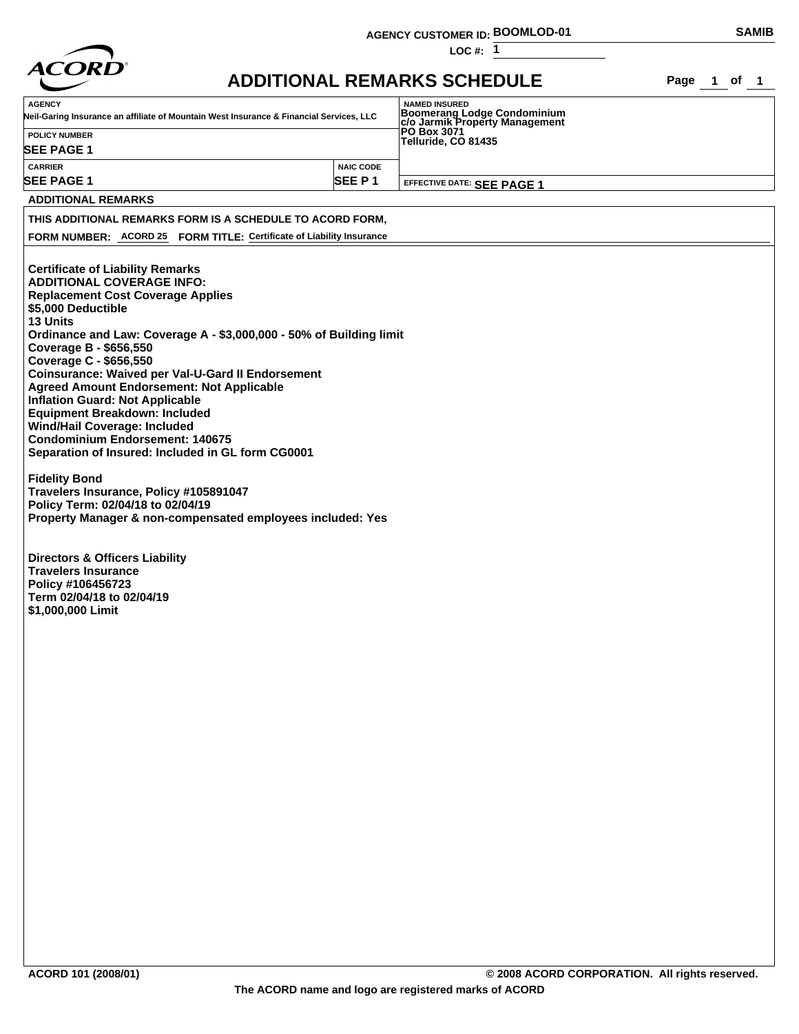AGENCY CUSTOMER ID: BOOMLOD-01

LOC #: 1

SAMIB

# ADDITIONAL REMARKS SCHEDULE

| AGENCY | | NAMED INSURED |
|---|---|---|
| Neil-Garing Insurance an affiliate of Mountain West Insurance & Financial Services, LLC | | Boomerang Lodge Condominium<br>c/o Jarmik Property Management<br>PO Box 3071<br>Telluride, CO 81435 |
| POLICY NUMBER | | |
| SEE PAGE 1 | | |
| CARRIER | NAIC CODE | |
| SEE PAGE 1 | SEE P 1 | EFFECTIVE DATE: SEE PAGE 1 |

**ADDITIONAL REMARKS**

THIS ADDITIONAL REMARKS FORM IS A SCHEDULE TO ACORD FORM,

FORM NUMBER: ACORD 25 FORM TITLE: Certificate of Liability Insurance

**Certificate of Liability Remarks**
**ADDITIONAL COVERAGE INFO:**
Replacement Cost Coverage Applies
$5,000 Deductible
13 Units
Ordinance and Law: Coverage A - $3,000,000 - 50% of Building limit
Coverage B - $656,550
Coverage C - $656,550
Coinsurance: Waived per Val-U-Gard II Endorsement
Agreed Amount Endorsement: Not Applicable
Inflation Guard: Not Applicable
Equipment Breakdown: Included
Wind/Hail Coverage: Included
Condominium Endorsement: 140675
Separation of Insured: Included in GL form CG0001

**Fidelity Bond**
Travelers Insurance, Policy #105891047
Policy Term: 02/04/18 to 02/04/19
Property Manager & non-compensated employees included: Yes

**Directors & Officers Liability**
Travelers Insurance
Policy #106456723
Term 02/04/18 to 02/04/19
$1,000,000 Limit

ACORD 101 (2008/01) © 2008 ACORD CORPORATION. All rights reserved.

The ACORD name and logo are registered marks of ACORD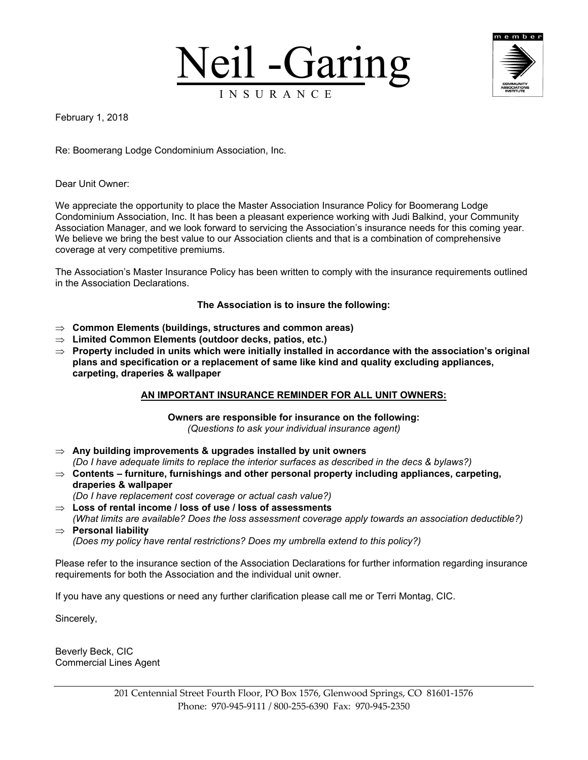# Neil -Garing
INSURANCE

February 1, 2018

Re: Boomerang Lodge Condominium Association, Inc.

Dear Unit Owner:

We appreciate the opportunity to place the Master Association Insurance Policy for Boomerang Lodge Condominium Association, Inc. It has been a pleasant experience working with Judi Balkind, your Community Association Manager, and we look forward to servicing the Association's insurance needs for this coming year. We believe we bring the best value to our Association clients and that is a combination of comprehensive coverage at very competitive premiums.

The Association's Master Insurance Policy has been written to comply with the insurance requirements outlined in the Association Declarations.

**The Association is to insure the following:**

- ⇒ **Common Elements (buildings, structures and common areas)**
- ⇒ **Limited Common Elements (outdoor decks, patios, etc.)**
- ⇒ **Property included in units which were initially installed in accordance with the association's original plans and specification or a replacement of same like kind and quality excluding appliances, carpeting, draperies & wallpaper**

**AN IMPORTANT INSURANCE REMINDER FOR ALL UNIT OWNERS:**

**Owners are responsible for insurance on the following:**
*(Questions to ask your individual insurance agent)*

- ⇒ **Any building improvements & upgrades installed by unit owners**
  *(Do I have adequate limits to replace the interior surfaces as described in the decs & bylaws?)*
- ⇒ **Contents – furniture, furnishings and other personal property including appliances, carpeting, draperies & wallpaper**
  *(Do I have replacement cost coverage or actual cash value?)*
- ⇒ **Loss of rental income / loss of use / loss of assessments**
  *(What limits are available? Does the loss assessment coverage apply towards an association deductible?)*
- ⇒ **Personal liability**
  *(Does my policy have rental restrictions? Does my umbrella extend to this policy?)*

Please refer to the insurance section of the Association Declarations for further information regarding insurance requirements for both the Association and the individual unit owner.

If you have any questions or need any further clarification please call me or Terri Montag, CIC.

Sincerely,

Beverly Beck, CIC
Commercial Lines Agent

201 Centennial Street Fourth Floor, PO Box 1576, Glenwood Springs, CO 81601-1576
Phone: 970-945-9111 / 800-255-6390 Fax: 970-945-2350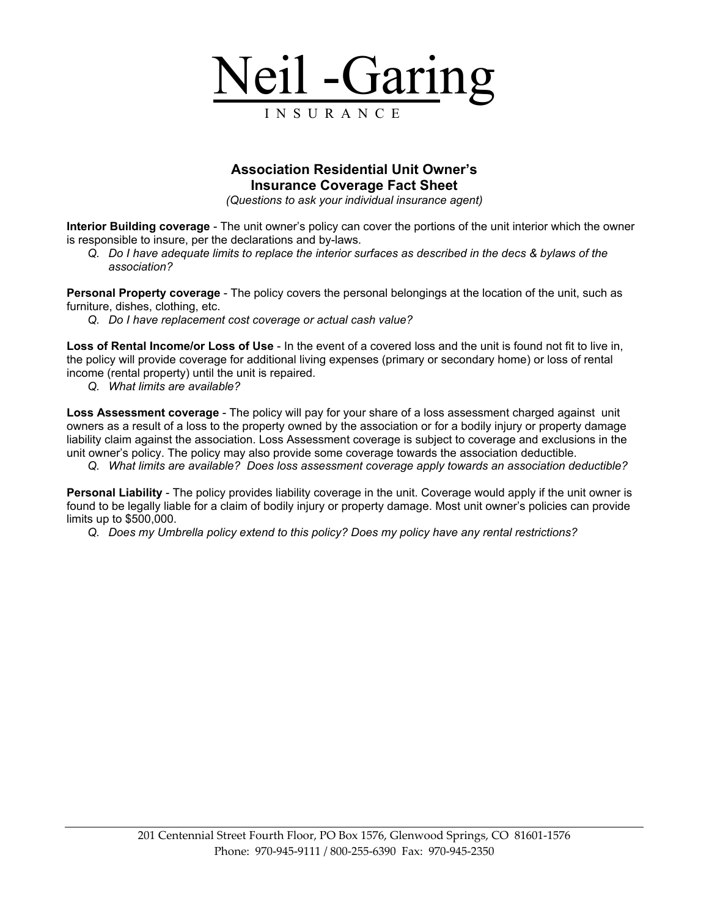# Neil -Garing

INSURANCE

## Association Residential Unit Owner's Insurance Coverage Fact Sheet

*(Questions to ask your individual insurance agent)*

**Interior Building coverage** - The unit owner's policy can cover the portions of the unit interior which the owner is responsible to insure, per the declarations and by-laws.

- *Q. Do I have adequate limits to replace the interior surfaces as described in the decs & bylaws of the association?*

**Personal Property coverage** - The policy covers the personal belongings at the location of the unit, such as furniture, dishes, clothing, etc.

- *Q. Do I have replacement cost coverage or actual cash value?*

**Loss of Rental Income/or Loss of Use** - In the event of a covered loss and the unit is found not fit to live in, the policy will provide coverage for additional living expenses (primary or secondary home) or loss of rental income (rental property) until the unit is repaired.

- *Q. What limits are available?*

**Loss Assessment coverage** - The policy will pay for your share of a loss assessment charged against unit owners as a result of a loss to the property owned by the association or for a bodily injury or property damage liability claim against the association. Loss Assessment coverage is subject to coverage and exclusions in the unit owner's policy. The policy may also provide some coverage towards the association deductible.

- *Q. What limits are available? Does loss assessment coverage apply towards an association deductible?*

**Personal Liability** - The policy provides liability coverage in the unit. Coverage would apply if the unit owner is found to be legally liable for a claim of bodily injury or property damage. Most unit owner's policies can provide limits up to $500,000.

- *Q. Does my Umbrella policy extend to this policy? Does my policy have any rental restrictions?*

201 Centennial Street Fourth Floor, PO Box 1576, Glenwood Springs, CO 81601-1576
Phone: 970-945-9111 / 800-255-6390 Fax: 970-945-2350